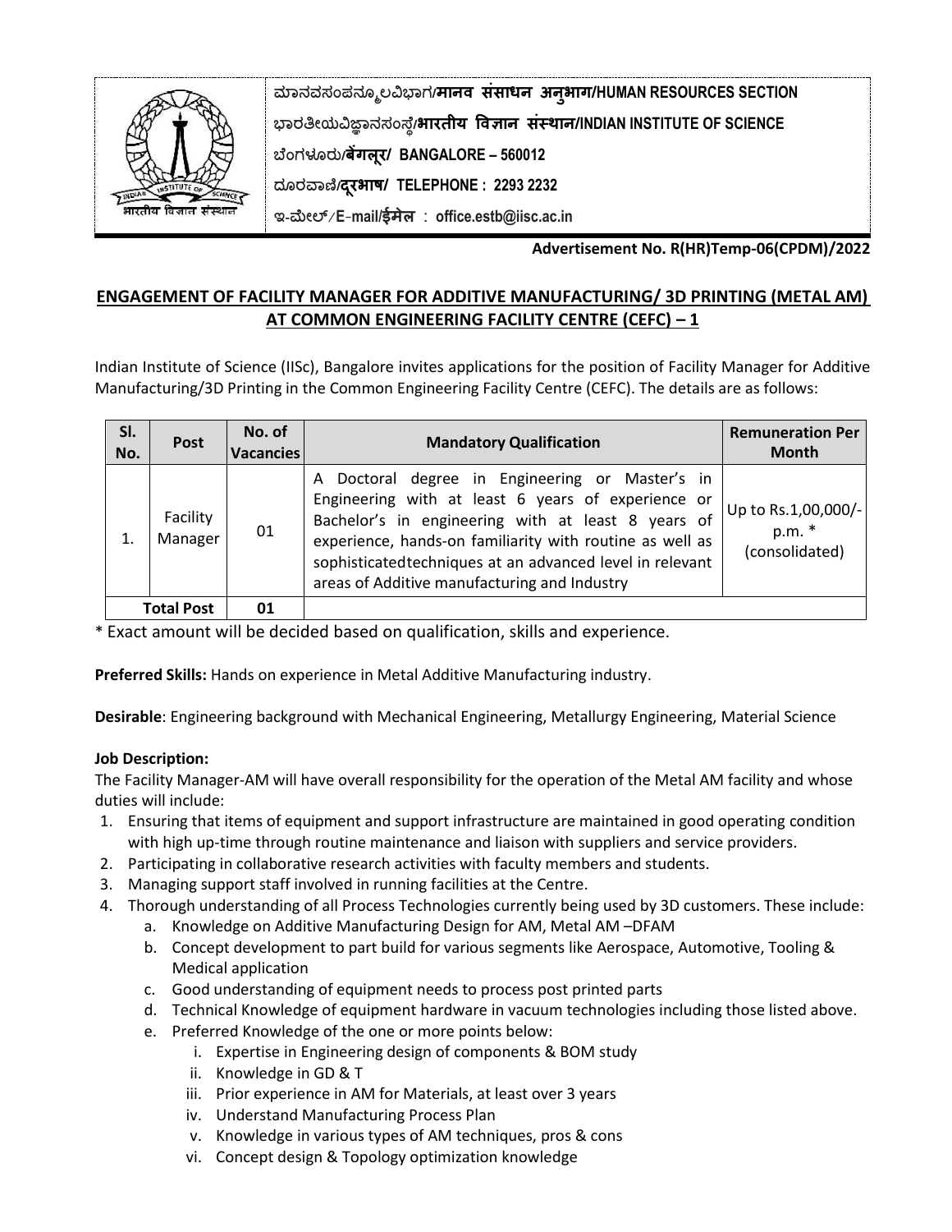ಮಾನವಸಂಪನ್ಮೂಲವಿಭಾಗ/**मानव संसाधन अनुभाग/HUMAN RESOURCES SECTION**

ಭಾರತೀಯವಿಜ್ಞಾನಸಂಸ್ಥೆ/**भारतीय विज्ञान संस्थान/INDIAN INSTITUTE OF SCIENCE**

ಬೆಂಗಳೂರು/**बेंगलूर/ BANGALORE – 560012**

ದೂರವಾಣಿ/**दूरभाष/ TELEPHONE : 2293 2232**

ಇ-ಮೇಲ್/E-mail/**ईमेल** : **office.estb@iisc.ac.in**

**Advertisement No. R(HR)Temp-06(CPDM)/2022**

## ENGAGEMENT OF FACILITY MANAGER FOR ADDITIVE MANUFACTURING/ 3D PRINTING (METAL AM) AT COMMON ENGINEERING FACILITY CENTRE (CEFC) – 1

Indian Institute of Science (IISc), Bangalore invites applications for the position of Facility Manager for Additive Manufacturing/3D Printing in the Common Engineering Facility Centre (CEFC). The details are as follows:

| Sl. No. | Post | No. of Vacancies | Mandatory Qualification | Remuneration Per Month |
|---|---|---|---|---|
| 1. | Facility Manager | 01 | A Doctoral degree in Engineering or Master's in Engineering with at least 6 years of experience or Bachelor's in engineering with at least 8 years of experience, hands-on familiarity with routine as well as sophisticatedtechniques at an advanced level in relevant areas of Additive manufacturing and Industry | Up to Rs.1,00,000/- p.m. * (consolidated) |
| **Total Post** | | **01** | | |

* Exact amount will be decided based on qualification, skills and experience.

**Preferred Skills:** Hands on experience in Metal Additive Manufacturing industry.

**Desirable**: Engineering background with Mechanical Engineering, Metallurgy Engineering, Material Science

**Job Description:**

The Facility Manager-AM will have overall responsibility for the operation of the Metal AM facility and whose duties will include:

1. Ensuring that items of equipment and support infrastructure are maintained in good operating condition with high up-time through routine maintenance and liaison with suppliers and service providers.
2. Participating in collaborative research activities with faculty members and students.
3. Managing support staff involved in running facilities at the Centre.
4. Thorough understanding of all Process Technologies currently being used by 3D customers. These include:
   a. Knowledge on Additive Manufacturing Design for AM, Metal AM –DFAM
   b. Concept development to part build for various segments like Aerospace, Automotive, Tooling & Medical application
   c. Good understanding of equipment needs to process post printed parts
   d. Technical Knowledge of equipment hardware in vacuum technologies including those listed above.
   e. Preferred Knowledge of the one or more points below:
      i. Expertise in Engineering design of components & BOM study
      ii. Knowledge in GD & T
      iii. Prior experience in AM for Materials, at least over 3 years
      iv. Understand Manufacturing Process Plan
      v. Knowledge in various types of AM techniques, pros & cons
      vi. Concept design & Topology optimization knowledge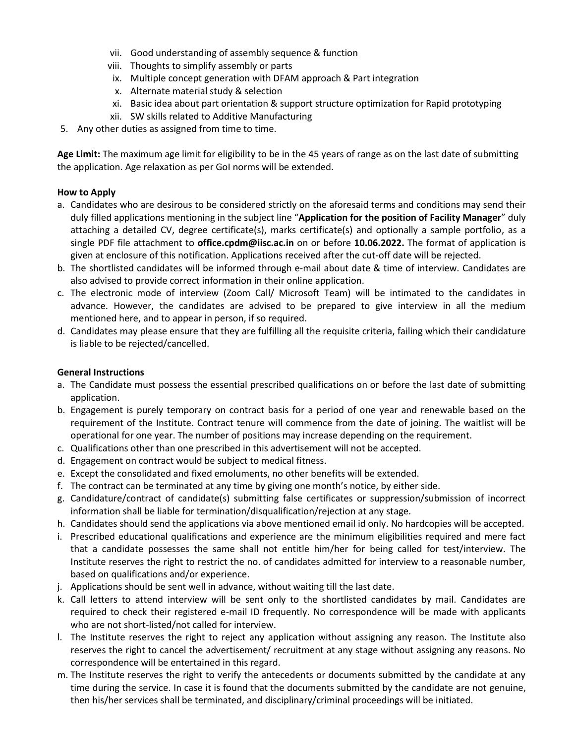vii. Good understanding of assembly sequence & function
viii. Thoughts to simplify assembly or parts
ix. Multiple concept generation with DFAM approach & Part integration
x. Alternate material study & selection
xi. Basic idea about part orientation & support structure optimization for Rapid prototyping
xii. SW skills related to Additive Manufacturing

5. Any other duties as assigned from time to time.

**Age Limit:** The maximum age limit for eligibility to be in the 45 years of range as on the last date of submitting the application. Age relaxation as per GoI norms will be extended.

**How to Apply**

a. Candidates who are desirous to be considered strictly on the aforesaid terms and conditions may send their duly filled applications mentioning in the subject line "**Application for the position of Facility Manager**" duly attaching a detailed CV, degree certificate(s), marks certificate(s) and optionally a sample portfolio, as a single PDF file attachment to **office.cpdm@iisc.ac.in** on or before **10.06.2022.** The format of application is given at enclosure of this notification. Applications received after the cut-off date will be rejected.
b. The shortlisted candidates will be informed through e-mail about date & time of interview. Candidates are also advised to provide correct information in their online application.
c. The electronic mode of interview (Zoom Call/ Microsoft Team) will be intimated to the candidates in advance. However, the candidates are advised to be prepared to give interview in all the medium mentioned here, and to appear in person, if so required.
d. Candidates may please ensure that they are fulfilling all the requisite criteria, failing which their candidature is liable to be rejected/cancelled.

**General Instructions**

a. The Candidate must possess the essential prescribed qualifications on or before the last date of submitting application.
b. Engagement is purely temporary on contract basis for a period of one year and renewable based on the requirement of the Institute. Contract tenure will commence from the date of joining. The waitlist will be operational for one year. The number of positions may increase depending on the requirement.
c. Qualifications other than one prescribed in this advertisement will not be accepted.
d. Engagement on contract would be subject to medical fitness.
e. Except the consolidated and fixed emoluments, no other benefits will be extended.
f. The contract can be terminated at any time by giving one month's notice, by either side.
g. Candidature/contract of candidate(s) submitting false certificates or suppression/submission of incorrect information shall be liable for termination/disqualification/rejection at any stage.
h. Candidates should send the applications via above mentioned email id only. No hardcopies will be accepted.
i. Prescribed educational qualifications and experience are the minimum eligibilities required and mere fact that a candidate possesses the same shall not entitle him/her for being called for test/interview. The Institute reserves the right to restrict the no. of candidates admitted for interview to a reasonable number, based on qualifications and/or experience.
j. Applications should be sent well in advance, without waiting till the last date.
k. Call letters to attend interview will be sent only to the shortlisted candidates by mail. Candidates are required to check their registered e-mail ID frequently. No correspondence will be made with applicants who are not short-listed/not called for interview.
l. The Institute reserves the right to reject any application without assigning any reason. The Institute also reserves the right to cancel the advertisement/ recruitment at any stage without assigning any reasons. No correspondence will be entertained in this regard.
m. The Institute reserves the right to verify the antecedents or documents submitted by the candidate at any time during the service. In case it is found that the documents submitted by the candidate are not genuine, then his/her services shall be terminated, and disciplinary/criminal proceedings will be initiated.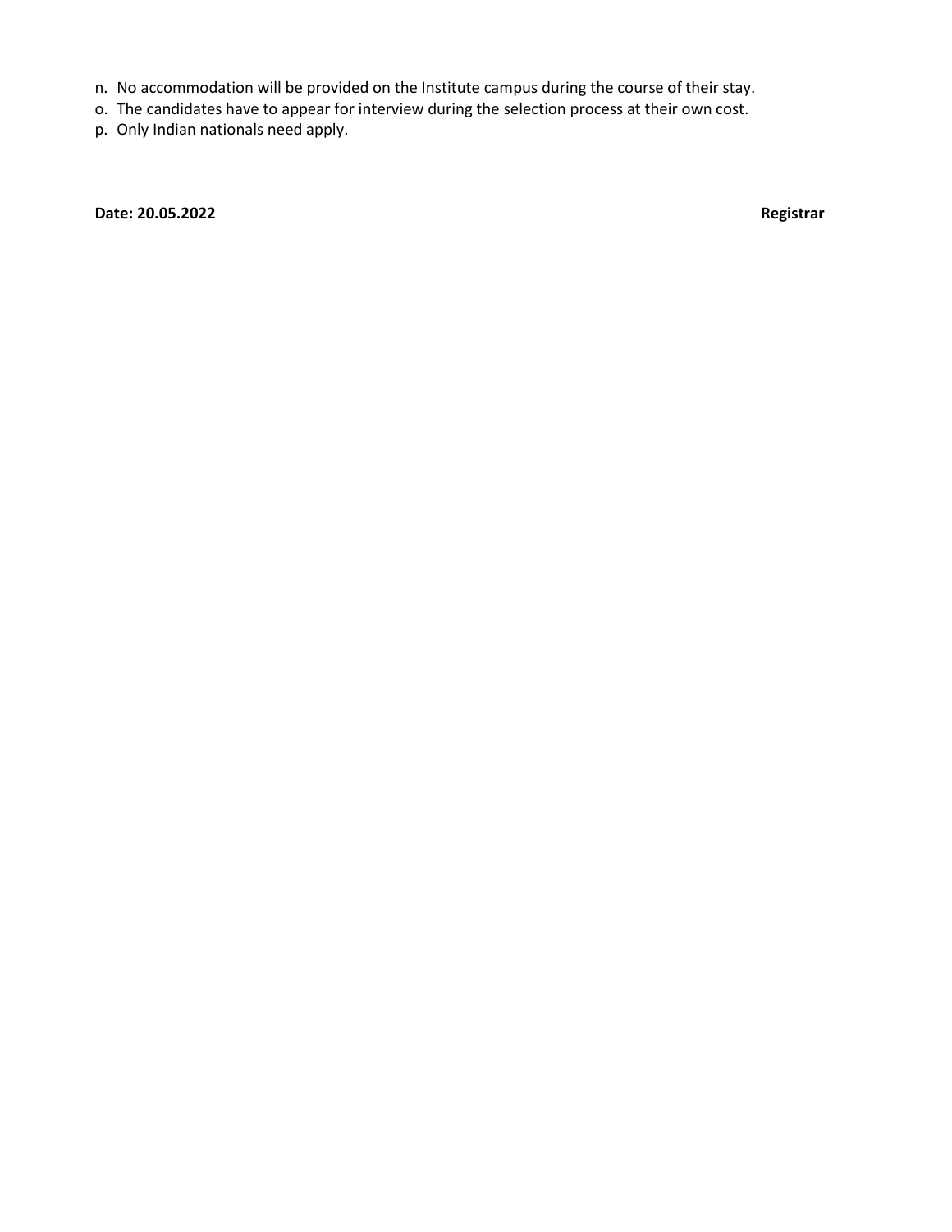n. No accommodation will be provided on the Institute campus during the course of their stay.
o. The candidates have to appear for interview during the selection process at their own cost.
p. Only Indian nationals need apply.

**Date: 20.05.2022** **Registrar**